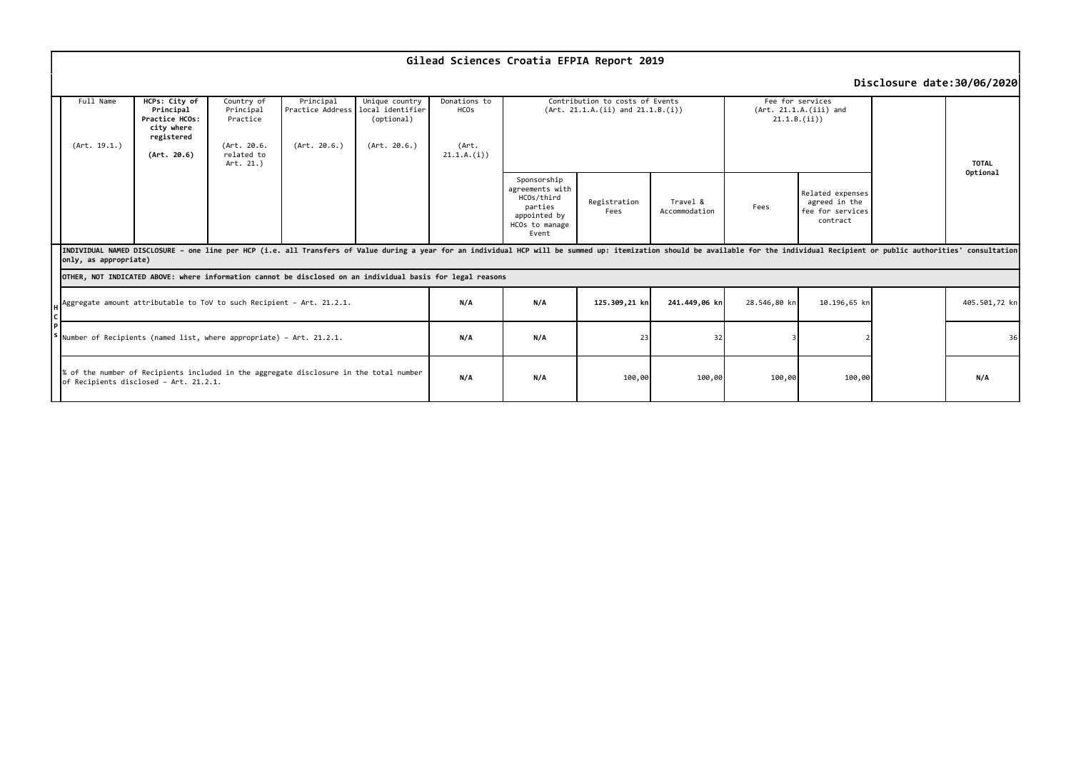# Gilead Sciences Croatia EFPIA Report 2019

**Disclosure date:30/06/2020**

| | Full Name (Art. 19.1.) | **HCPs: City of Principal Practice HCOs: city where registered (Art. 20.6)** | Country of Principal Practice (Art. 20.6. related to Art. 21.) | Principal Practice Address (Art. 20.6.) | Unique country local identifier (optional) (Art. 20.6.) | Donations to HCOs (Art. 21.1.A.(i)) | Contribution to costs of Events (Art. 21.1.A.(ii) and 21.1.B.(i)) | | | Fee for services (Art. 21.1.A.(iii) and 21.1.B.(ii)) | | | **TOTAL Optional** |
|---|---|---|---|---|---|---|---|---|---|---|---|---|---|
| | | | | | | | Sponsorship agreements with HCOs/third parties appointed by HCOs to manage Event | Registration Fees | Travel & Accommodation | Fees | Related expenses agreed in the fee for services contract | | |
| **HCPs** | **INDIVIDUAL NAMED DISCLOSURE – one line per HCP (i.e. all Transfers of Value during a year for an individual HCP will be summed up: itemization should be available for the individual Recipient or public authorities' consultation only, as appropriate)** | | | | | | | | | | | | |
| | **OTHER, NOT INDICATED ABOVE: where information cannot be disclosed on an individual basis for legal reasons** | | | | | | | | | | | | |
| | Aggregate amount attributable to ToV to such Recipient – Art. 21.2.1. | | | | | **N/A** | **N/A** | **125.309,21 kn** | **241.449,06 kn** | 28.546,80 kn | 10.196,65 kn | | 405.501,72 kn |
| | Number of Recipients (named list, where appropriate) – Art. 21.2.1. | | | | | **N/A** | **N/A** | 23 | 32 | 3 | 2 | | 36 |
| | % of the number of Recipients included in the aggregate disclosure in the total number of Recipients disclosed – Art. 21.2.1. | | | | | **N/A** | **N/A** | 100,00 | 100,00 | 100,00 | 100,00 | | **N/A** |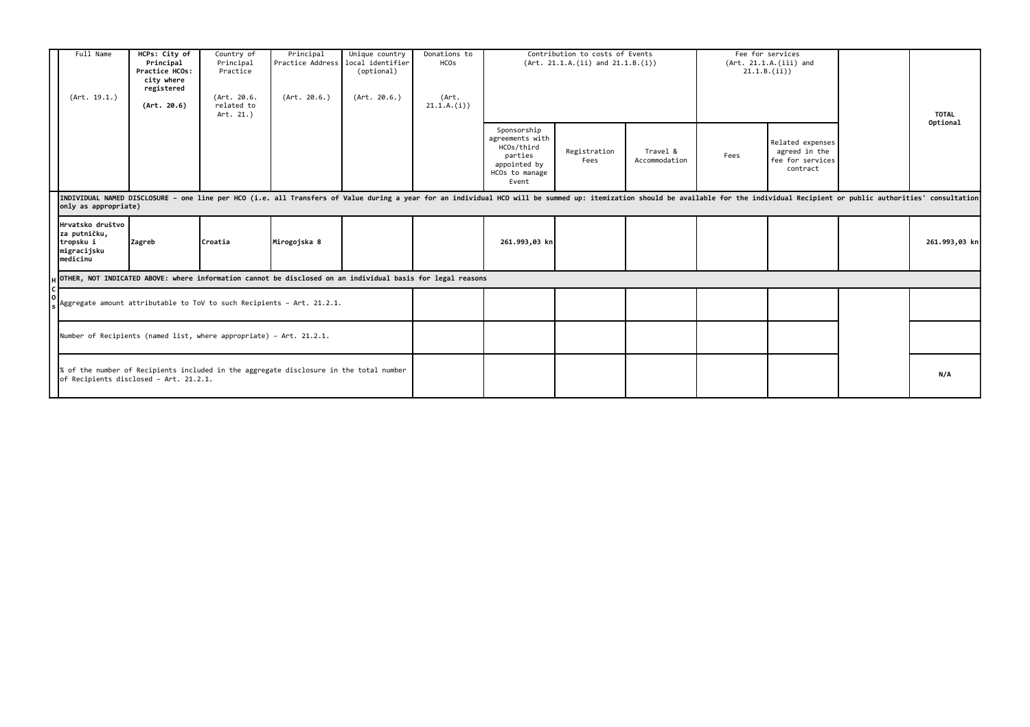| | Full Name<br><br>(Art. 19.1.) | HCPs: City of Principal Practice HCOs: city where registered<br><br>(Art. 20.6) | Country of Principal Practice<br><br>(Art. 20.6. related to Art. 21.) | Principal Practice Address<br><br>(Art. 20.6.) | Unique country local identifier (optional)<br><br>(Art. 20.6.) | Donations to HCOs<br><br>(Art. 21.1.A.(i)) | Contribution to costs of Events (Art. 21.1.A.(ii) and 21.1.B.(i)) | | | Fee for services (Art. 21.1.A.(iii) and 21.1.B.(ii)) | | | TOTAL Optional |
|---|---|---|---|---|---|---|---|---|---|---|---|---|---|
| | | | | | | | Sponsorship agreements with HCOs/third parties appointed by HCOs to manage Event | Registration Fees | Travel & Accommodation | Fees | Related expenses agreed in the fee for services contract | | |
| HCOs | **INDIVIDUAL NAMED DISCLOSURE - one line per HCO (i.e. all Transfers of Value during a year for an individual HCO will be summed up: itemization should be available for the individual Recipient or public authorities' consultation only as appropriate)** | | | | | | | | | | | | |
| | **Hrvatsko društvo za putničku, tropsku i migracijsku medicinu** | **Zagreb** | **Croatia** | **Mirogojska 8** | | | **261.993,03 kn** | | | | | | **261.993,03 kn** |
| | **OTHER, NOT INDICATED ABOVE: where information cannot be disclosed on an individual basis for legal reasons** | | | | | | | | | | | | |
| | Aggregate amount attributable to ToV to such Recipients - Art. 21.2.1. | | | | | | | | | | | | |
| | Number of Recipients (named list, where appropriate) - Art. 21.2.1. | | | | | | | | | | | | |
| | % of the number of Recipients included in the aggregate disclosure in the total number of Recipients disclosed - Art. 21.2.1. | | | | | | | | | | | | N/A |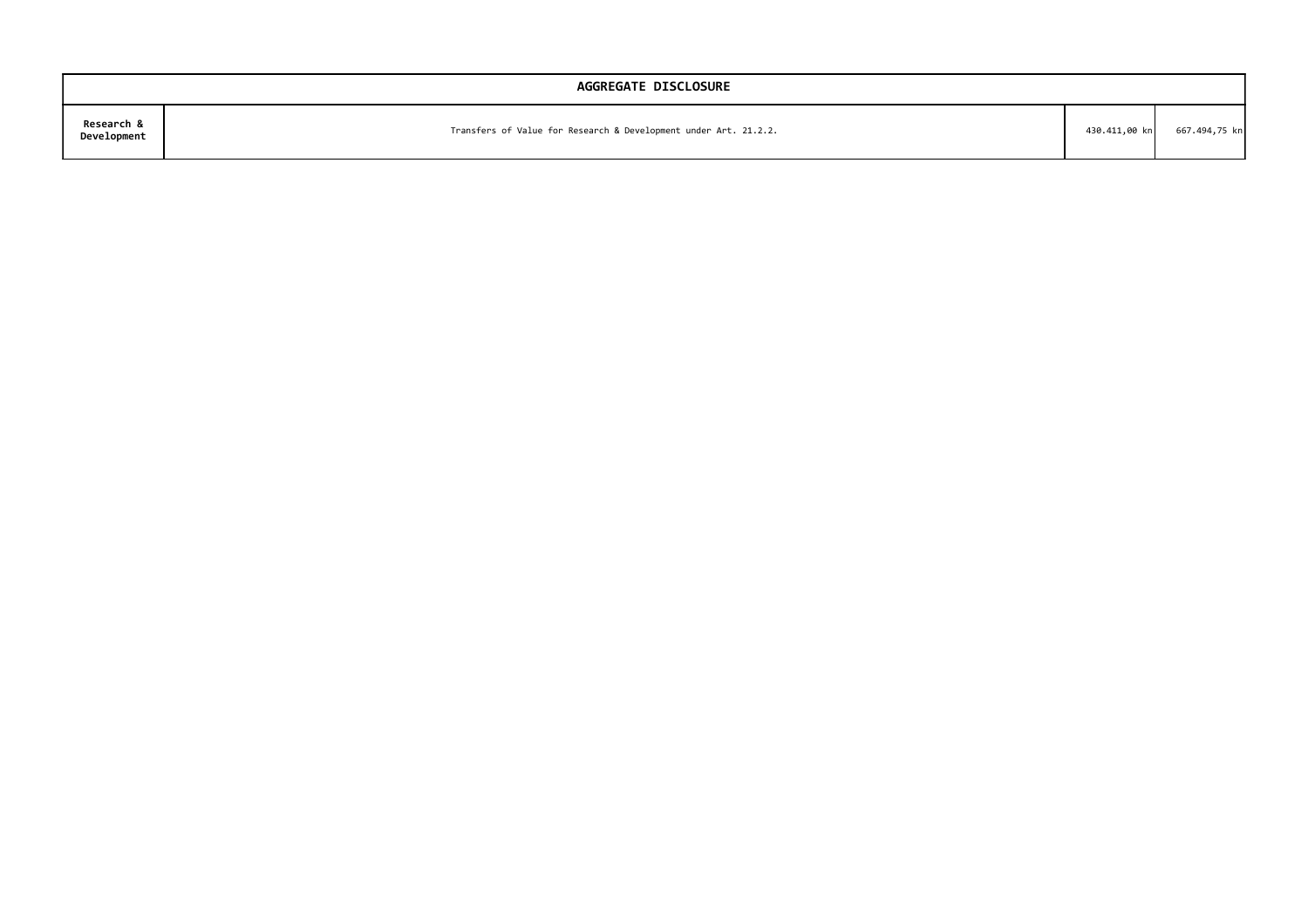| AGGREGATE DISCLOSURE | | | |
|---|---|---|---|
| **Research & Development** | Transfers of Value for Research & Development under Art. 21.2.2. | 430.411,00 kn | 667.494,75 kn |